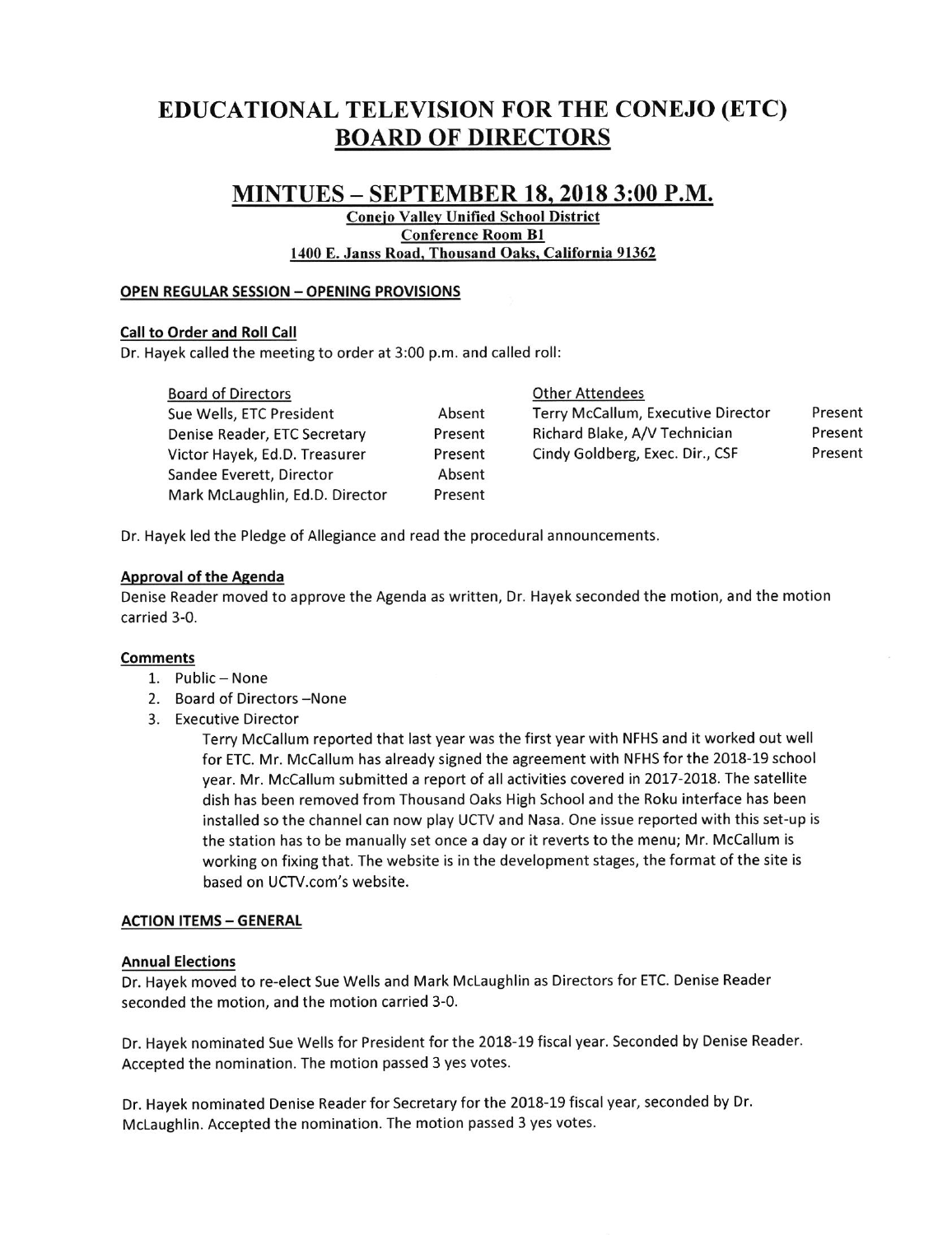# EDUCATIONAL TELEVISION FOR THE CONEJO (ETC)
# BOARD OF DIRECTORS

## MINTUES – SEPTEMBER 18, 2018 3:00 P.M.

**Conejo Valley Unified School District**
**Conference Room B1**
**1400 E. Janss Road, Thousand Oaks, California 91362**

### OPEN REGULAR SESSION – OPENING PROVISIONS

#### Call to Order and Roll Call

Dr. Hayek called the meeting to order at 3:00 p.m. and called roll:

| Board of Directors | | Other Attendees | |
|---|---|---|---|
| Sue Wells, ETC President | Absent | Terry McCallum, Executive Director | Present |
| Denise Reader, ETC Secretary | Present | Richard Blake, A/V Technician | Present |
| Victor Hayek, Ed.D. Treasurer | Present | Cindy Goldberg, Exec. Dir., CSF | Present |
| Sandee Everett, Director | Absent | | |
| Mark McLaughlin, Ed.D. Director | Present | | |

Dr. Hayek led the Pledge of Allegiance and read the procedural announcements.

#### Approval of the Agenda

Denise Reader moved to approve the Agenda as written, Dr. Hayek seconded the motion, and the motion carried 3-0.

#### Comments

1. Public – None
2. Board of Directors –None
3. Executive Director

   Terry McCallum reported that last year was the first year with NFHS and it worked out well for ETC. Mr. McCallum has already signed the agreement with NFHS for the 2018-19 school year. Mr. McCallum submitted a report of all activities covered in 2017-2018. The satellite dish has been removed from Thousand Oaks High School and the Roku interface has been installed so the channel can now play UCTV and Nasa. One issue reported with this set-up is the station has to be manually set once a day or it reverts to the menu; Mr. McCallum is working on fixing that. The website is in the development stages, the format of the site is based on UCTV.com's website.

### ACTION ITEMS – GENERAL

#### Annual Elections

Dr. Hayek moved to re-elect Sue Wells and Mark McLaughlin as Directors for ETC. Denise Reader seconded the motion, and the motion carried 3-0.

Dr. Hayek nominated Sue Wells for President for the 2018-19 fiscal year. Seconded by Denise Reader. Accepted the nomination. The motion passed 3 yes votes.

Dr. Hayek nominated Denise Reader for Secretary for the 2018-19 fiscal year, seconded by Dr. McLaughlin. Accepted the nomination. The motion passed 3 yes votes.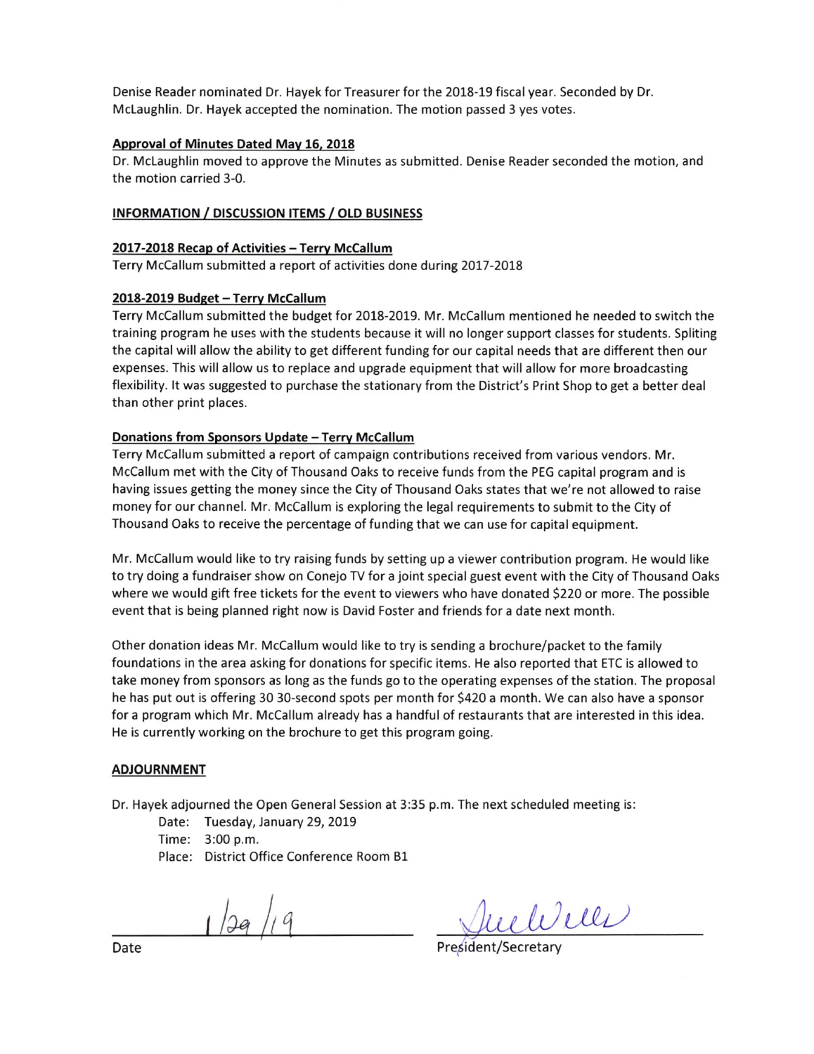Denise Reader nominated Dr. Hayek for Treasurer for the 2018-19 fiscal year. Seconded by Dr. McLaughlin. Dr. Hayek accepted the nomination. The motion passed 3 yes votes.

**Approval of Minutes Dated May 16, 2018**

Dr. McLaughlin moved to approve the Minutes as submitted. Denise Reader seconded the motion, and the motion carried 3-0.

**INFORMATION / DISCUSSION ITEMS / OLD BUSINESS**

**2017-2018 Recap of Activities – Terry McCallum**

Terry McCallum submitted a report of activities done during 2017-2018

**2018-2019 Budget – Terry McCallum**

Terry McCallum submitted the budget for 2018-2019. Mr. McCallum mentioned he needed to switch the training program he uses with the students because it will no longer support classes for students. Spliting the capital will allow the ability to get different funding for our capital needs that are different then our expenses. This will allow us to replace and upgrade equipment that will allow for more broadcasting flexibility. It was suggested to purchase the stationary from the District's Print Shop to get a better deal than other print places.

**Donations from Sponsors Update – Terry McCallum**

Terry McCallum submitted a report of campaign contributions received from various vendors. Mr. McCallum met with the City of Thousand Oaks to receive funds from the PEG capital program and is having issues getting the money since the City of Thousand Oaks states that we're not allowed to raise money for our channel. Mr. McCallum is exploring the legal requirements to submit to the City of Thousand Oaks to receive the percentage of funding that we can use for capital equipment.

Mr. McCallum would like to try raising funds by setting up a viewer contribution program. He would like to try doing a fundraiser show on Conejo TV for a joint special guest event with the City of Thousand Oaks where we would gift free tickets for the event to viewers who have donated $220 or more. The possible event that is being planned right now is David Foster and friends for a date next month.

Other donation ideas Mr. McCallum would like to try is sending a brochure/packet to the family foundations in the area asking for donations for specific items. He also reported that ETC is allowed to take money from sponsors as long as the funds go to the operating expenses of the station. The proposal he has put out is offering 30 30-second spots per month for $420 a month. We can also have a sponsor for a program which Mr. McCallum already has a handful of restaurants that are interested in this idea. He is currently working on the brochure to get this program going.

**ADJOURNMENT**

Dr. Hayek adjourned the Open General Session at 3:35 p.m. The next scheduled meeting is:

Date: Tuesday, January 29, 2019
Time: 3:00 p.m.
Place: District Office Conference Room B1

1/29/19
Date

Sue Wells
President/Secretary